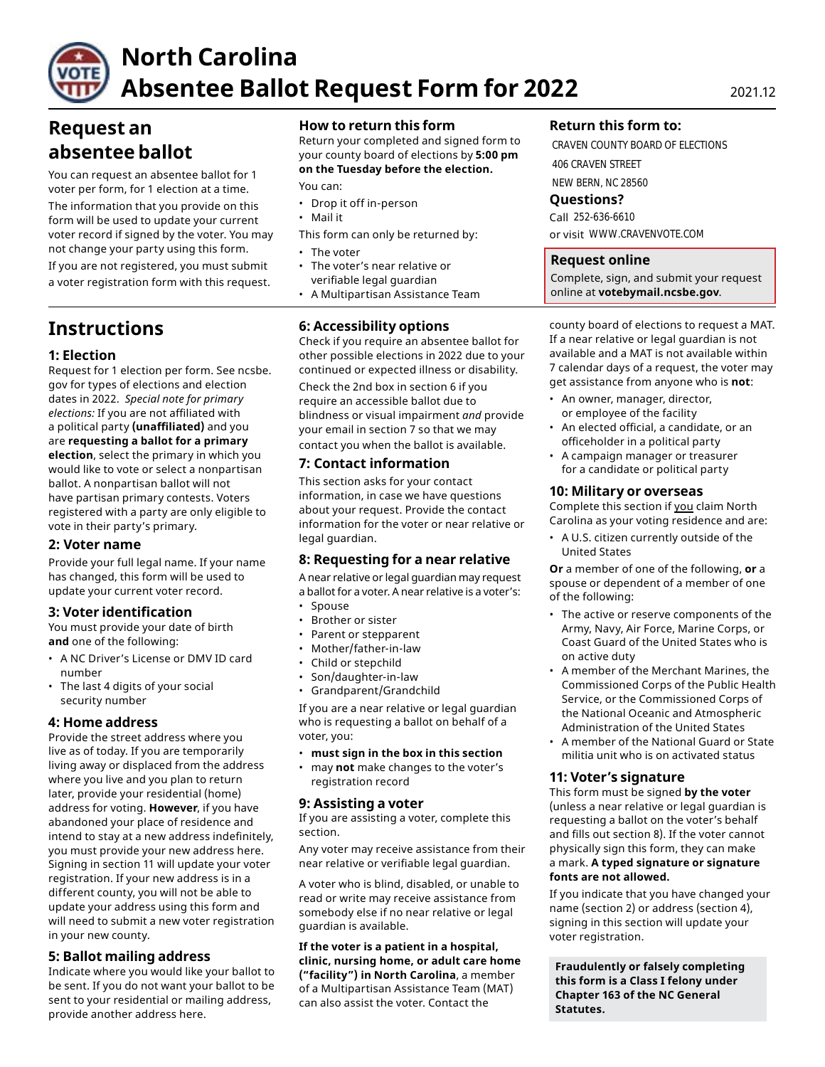# North Carolina Absentee Ballot Request Form for 2022

2021.12

## Request an absentee ballot

You can request an absentee ballot for 1 voter per form, for 1 election at a time.

The information that you provide on this form will be used to update your current voter record if signed by the voter. You may not change your party using this form.

If you are not registered, you must submit a voter registration form with this request.

### How to return this form

Return your completed and signed form to your county board of elections by **5:00 pm on the Tuesday before the election.**

You can:

- Drop it off in-person
- Mail it

This form can only be returned by:

- The voter
- The voter's near relative or verifiable legal guardian
- A Multipartisan Assistance Team

### Return this form to:

CRAVEN COUNTY BOARD OF ELECTIONS
406 CRAVEN STREET
NEW BERN, NC 28560

### Questions?

Call 252-636-6610
or visit WWW.CRAVENVOTE.COM

### Request online

Complete, sign, and submit your request online at **votebymail.ncsbe.gov**.

## Instructions

### 1: Election

Request for 1 election per form. See ncsbe.gov for types of elections and election dates in 2022. *Special note for primary elections:* If you are not affiliated with a political party **(unaffiliated)** and you are **requesting a ballot for a primary election**, select the primary in which you would like to vote or select a nonpartisan ballot. A nonpartisan ballot will not have partisan primary contests. Voters registered with a party are only eligible to vote in their party's primary.

### 2: Voter name

Provide your full legal name. If your name has changed, this form will be used to update your current voter record.

### 3: Voter identification

You must provide your date of birth **and** one of the following:

- A NC Driver's License or DMV ID card number
- The last 4 digits of your social security number

### 4: Home address

Provide the street address where you live as of today. If you are temporarily living away or displaced from the address where you live and you plan to return later, provide your residential (home) address for voting. **However**, if you have abandoned your place of residence and intend to stay at a new address indefinitely, you must provide your new address here. Signing in section 11 will update your voter registration. If your new address is in a different county, you will not be able to update your address using this form and will need to submit a new voter registration in your new county.

### 5: Ballot mailing address

Indicate where you would like your ballot to be sent. If you do not want your ballot to be sent to your residential or mailing address, provide another address here.

### 6: Accessibility options

Check if you require an absentee ballot for other possible elections in 2022 due to your continued or expected illness or disability.

Check the 2nd box in section 6 if you require an accessible ballot due to blindness or visual impairment *and* provide your email in section 7 so that we may contact you when the ballot is available.

### 7: Contact information

This section asks for your contact information, in case we have questions about your request. Provide the contact information for the voter or near relative or legal guardian.

### 8: Requesting for a near relative

A near relative or legal guardian may request a ballot for a voter. A near relative is a voter's:

- Spouse
- Brother or sister
- Parent or stepparent
- Mother/father-in-law
- Child or stepchild
- Son/daughter-in-law
- Grandparent/Grandchild

If you are a near relative or legal guardian who is requesting a ballot on behalf of a voter, you:

- **must sign in the box in this section**
- may **not** make changes to the voter's registration record

### 9: Assisting a voter

If you are assisting a voter, complete this section.

Any voter may receive assistance from their near relative or verifiable legal guardian.

A voter who is blind, disabled, or unable to read or write may receive assistance from somebody else if no near relative or legal guardian is available.

**If the voter is a patient in a hospital, clinic, nursing home, or adult care home ("facility") in North Carolina**, a member of a Multipartisan Assistance Team (MAT) can also assist the voter. Contact the county board of elections to request a MAT. If a near relative or legal guardian is not available and a MAT is not available within 7 calendar days of a request, the voter may get assistance from anyone who is **not**:

- An owner, manager, director, or employee of the facility
- An elected official, a candidate, or an officeholder in a political party
- A campaign manager or treasurer for a candidate or political party

### 10: Military or overseas

Complete this section if you claim North Carolina as your voting residence and are:

- A U.S. citizen currently outside of the United States

**Or** a member of one of the following, **or** a spouse or dependent of a member of one of the following:

- The active or reserve components of the Army, Navy, Air Force, Marine Corps, or Coast Guard of the United States who is on active duty
- A member of the Merchant Marines, the Commissioned Corps of the Public Health Service, or the Commissioned Corps of the National Oceanic and Atmospheric Administration of the United States
- A member of the National Guard or State militia unit who is on activated status

### 11: Voter's signature

This form must be signed **by the voter** (unless a near relative or legal guardian is requesting a ballot on the voter's behalf and fills out section 8). If the voter cannot physically sign this form, they can make a mark. **A typed signature or signature fonts are not allowed.**

If you indicate that you have changed your name (section 2) or address (section 4), signing in this section will update your voter registration.

**Fraudulently or falsely completing this form is a Class I felony under Chapter 163 of the NC General Statutes.**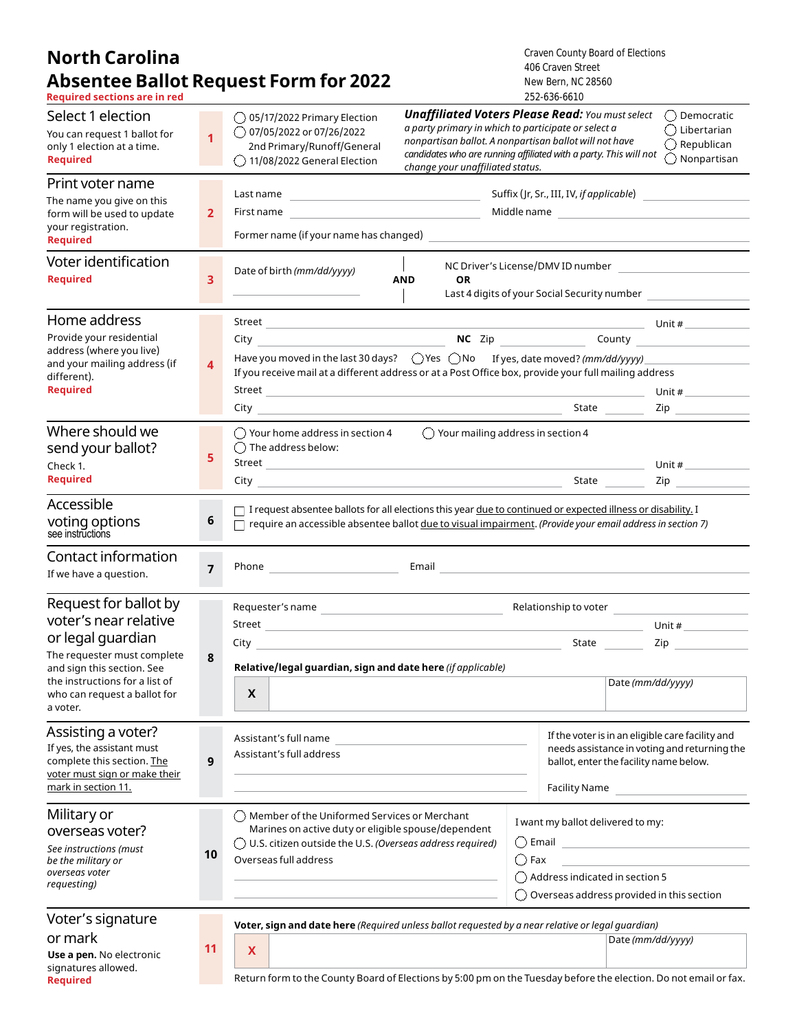# North Carolina Absentee Ballot Request Form for 2022

Craven County Board of Elections
406 Craven Street
New Bern, NC 28560
252-636-6610

**Required sections are in red**

## Select 1 election

You can request 1 ballot for only 1 election at a time.
**Required**

**1**

- ◯ 05/17/2022 Primary Election
- ◯ 07/05/2022 or 07/26/2022 2nd Primary/Runoff/General
- ◯ 11/08/2022 General Election

***Unaffiliated Voters Please Read:*** *You must select a party primary in which to participate or select a nonpartisan ballot. A nonpartisan ballot will not have candidates who are running affiliated with a party. This will not change your unaffiliated status.*

- ◯ Democratic
- ◯ Libertarian
- ◯ Republican
- ◯ Nonpartisan

## Print voter name

The name you give on this form will be used to update your registration.
**Required**

**2**

Last name ______ Suffix (Jr, Sr., III, IV, *if applicable*) ______
First name ______ Middle name ______
Former name (if your name has changed) ______

## Voter identification

**Required**

**3**

Date of birth *(mm/dd/yyyy)* ______ **AND** NC Driver's License/DMV ID number ______
**OR**
Last 4 digits of your Social Security number ______

## Home address

Provide your residential address (where you live) and your mailing address (if different).
**Required**

**4**

Street ______ Unit # ______
City ______ **NC** Zip ______ County ______
Have you moved in the last 30 days? ◯Yes ◯No If yes, date moved? *(mm/dd/yyyy)* ______
If you receive mail at a different address or at a Post Office box, provide your full mailing address
Street ______ Unit # ______
City ______ State ______ Zip ______

## Where should we send your ballot?

Check 1.
**Required**

**5**

◯ Your home address in section 4 ◯ Your mailing address in section 4
◯ The address below:
Street ______ Unit # ______
City ______ State ______ Zip ______

## Accessible voting options

see instructions

**6**

☐ I request absentee ballots for all elections this year due to continued or expected illness or disability. I
☐ require an accessible absentee ballot due to visual impairment. *(Provide your email address in section 7)*

## Contact information

If we have a question.

**7**

Phone ______ Email ______

## Request for ballot by voter's near relative or legal guardian

The requester must complete and sign this section. See the instructions for a list of who can request a ballot for a voter.

**8**

Requester's name ______ Relationship to voter ______
Street ______ Unit # ______
City ______ State ______ Zip ______

**Relative/legal guardian, sign and date here** *(if applicable)*

**X** ______ Date *(mm/dd/yyyy)* ______

## Assisting a voter?

If yes, the assistant must complete this section. The voter must sign or make their mark in section 11.

**9**

Assistant's full name ______
Assistant's full address ______

If the voter is in an eligible care facility and needs assistance in voting and returning the ballot, enter the facility name below.

Facility Name ______

## Military or overseas voter?

*See instructions (must be the military or overseas voter requesting)*

**10**

◯ Member of the Uniformed Services or Merchant Marines on active duty or eligible spouse/dependent
◯ U.S. citizen outside the U.S. *(Overseas address required)*
Overseas full address ______

I want my ballot delivered to my:
- ◯ Email ______
- ◯ Fax ______
- ◯ Address indicated in section 5
- ◯ Overseas address provided in this section

## Voter's signature or mark

**Use a pen.** No electronic signatures allowed.
**Required**

**11**

**Voter, sign and date here** *(Required unless ballot requested by a near relative or legal guardian)*

**X** ______ Date *(mm/dd/yyyy)* ______

Return form to the County Board of Elections by 5:00 pm on the Tuesday before the election. Do not email or fax.